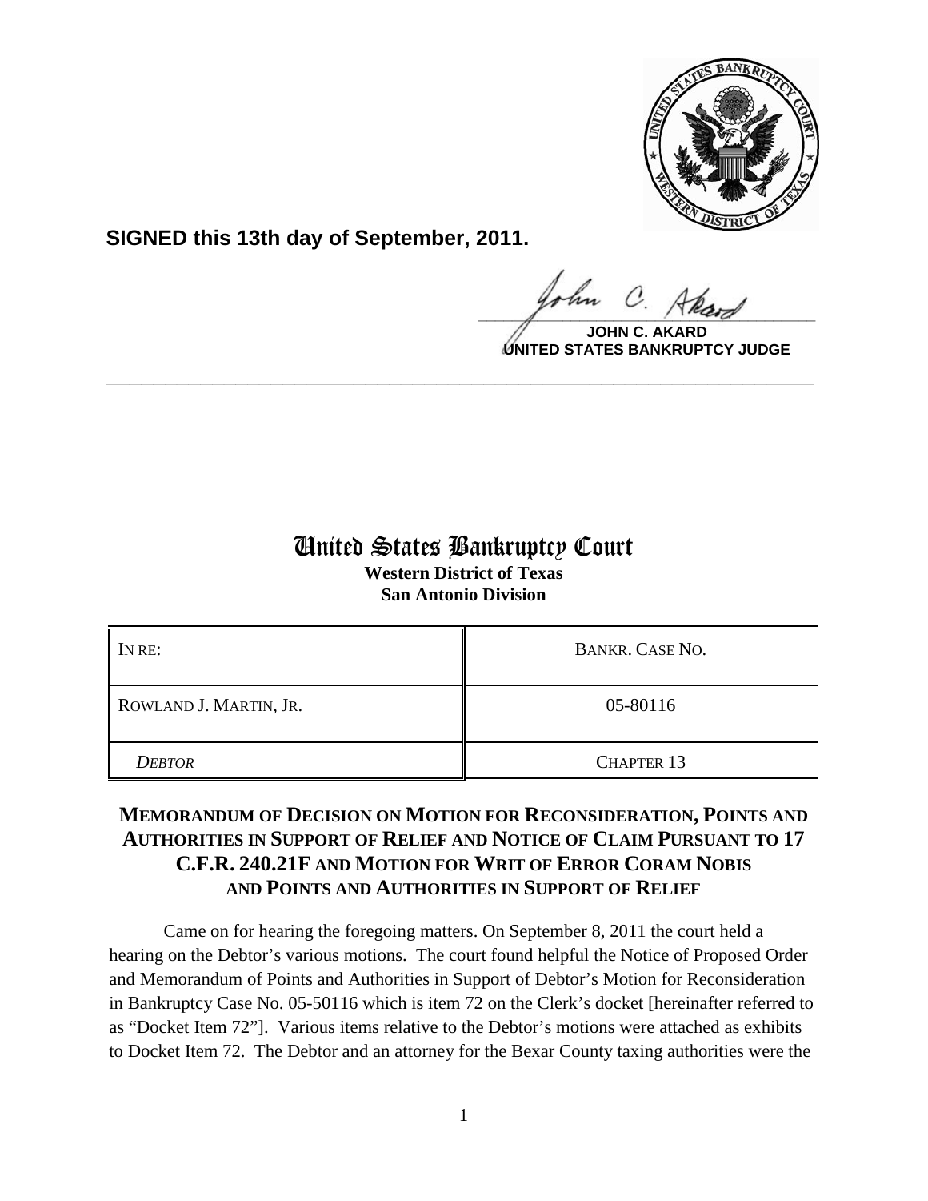**SIGNED this 13th day of September, 2011.**

**JOHN C. AKARD**
**UNITED STATES BANKRUPTCY JUDGE**

---

# United States Bankruptcy Court

**Western District of Texas**
**San Antonio Division**

| IN RE: | BANKR. CASE NO. |
|---|---|
| ROWLAND J. MARTIN, JR. | 05-80116 |
| *DEBTOR* | CHAPTER 13 |

## MEMORANDUM OF DECISION ON MOTION FOR RECONSIDERATION, POINTS AND AUTHORITIES IN SUPPORT OF RELIEF AND NOTICE OF CLAIM PURSUANT TO 17 C.F.R. 240.21F AND MOTION FOR WRIT OF ERROR CORAM NOBIS AND POINTS AND AUTHORITIES IN SUPPORT OF RELIEF

Came on for hearing the foregoing matters. On September 8, 2011 the court held a hearing on the Debtor's various motions. The court found helpful the Notice of Proposed Order and Memorandum of Points and Authorities in Support of Debtor's Motion for Reconsideration in Bankruptcy Case No. 05-50116 which is item 72 on the Clerk's docket [hereinafter referred to as "Docket Item 72"]. Various items relative to the Debtor's motions were attached as exhibits to Docket Item 72. The Debtor and an attorney for the Bexar County taxing authorities were the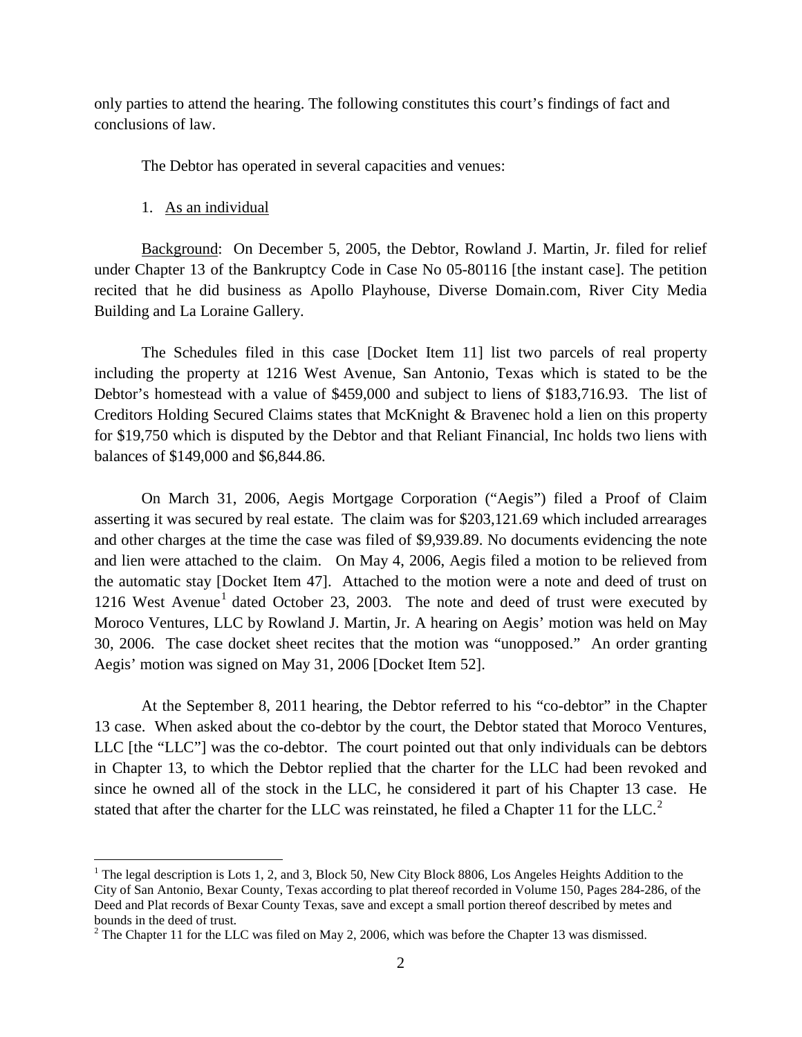only parties to attend the hearing. The following constitutes this court's findings of fact and conclusions of law.

The Debtor has operated in several capacities and venues:

1. As an individual

Background: On December 5, 2005, the Debtor, Rowland J. Martin, Jr. filed for relief under Chapter 13 of the Bankruptcy Code in Case No 05-80116 [the instant case]. The petition recited that he did business as Apollo Playhouse, Diverse Domain.com, River City Media Building and La Loraine Gallery.

The Schedules filed in this case [Docket Item 11] list two parcels of real property including the property at 1216 West Avenue, San Antonio, Texas which is stated to be the Debtor's homestead with a value of $459,000 and subject to liens of $183,716.93. The list of Creditors Holding Secured Claims states that McKnight & Bravenec hold a lien on this property for $19,750 which is disputed by the Debtor and that Reliant Financial, Inc holds two liens with balances of $149,000 and $6,844.86.

On March 31, 2006, Aegis Mortgage Corporation ("Aegis") filed a Proof of Claim asserting it was secured by real estate. The claim was for $203,121.69 which included arrearages and other charges at the time the case was filed of $9,939.89. No documents evidencing the note and lien were attached to the claim. On May 4, 2006, Aegis filed a motion to be relieved from the automatic stay [Docket Item 47]. Attached to the motion were a note and deed of trust on 1216 West Avenue[1] dated October 23, 2003. The note and deed of trust were executed by Moroco Ventures, LLC by Rowland J. Martin, Jr. A hearing on Aegis' motion was held on May 30, 2006. The case docket sheet recites that the motion was "unopposed." An order granting Aegis' motion was signed on May 31, 2006 [Docket Item 52].

At the September 8, 2011 hearing, the Debtor referred to his "co-debtor" in the Chapter 13 case. When asked about the co-debtor by the court, the Debtor stated that Moroco Ventures, LLC [the "LLC"] was the co-debtor. The court pointed out that only individuals can be debtors in Chapter 13, to which the Debtor replied that the charter for the LLC had been revoked and since he owned all of the stock in the LLC, he considered it part of his Chapter 13 case. He stated that after the charter for the LLC was reinstated, he filed a Chapter 11 for the LLC.[2]

---

[1] The legal description is Lots 1, 2, and 3, Block 50, New City Block 8806, Los Angeles Heights Addition to the City of San Antonio, Bexar County, Texas according to plat thereof recorded in Volume 150, Pages 284-286, of the Deed and Plat records of Bexar County Texas, save and except a small portion thereof described by metes and bounds in the deed of trust.

[2] The Chapter 11 for the LLC was filed on May 2, 2006, which was before the Chapter 13 was dismissed.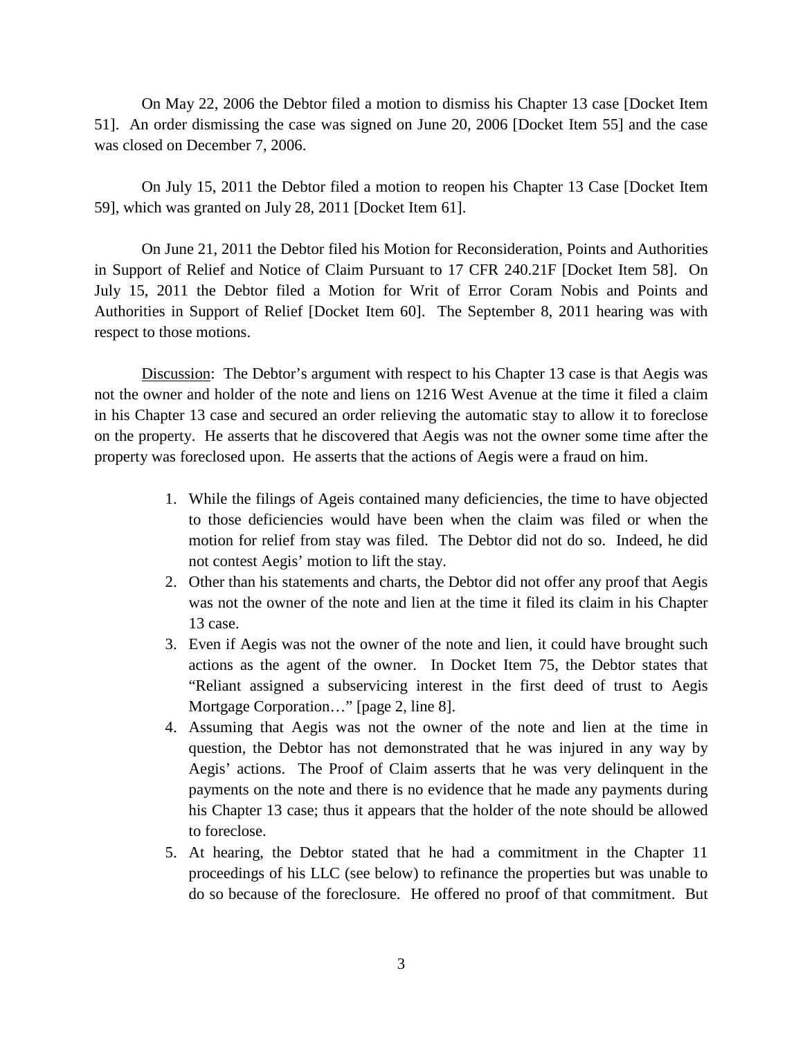On May 22, 2006 the Debtor filed a motion to dismiss his Chapter 13 case [Docket Item 51]. An order dismissing the case was signed on June 20, 2006 [Docket Item 55] and the case was closed on December 7, 2006.

On July 15, 2011 the Debtor filed a motion to reopen his Chapter 13 Case [Docket Item 59], which was granted on July 28, 2011 [Docket Item 61].

On June 21, 2011 the Debtor filed his Motion for Reconsideration, Points and Authorities in Support of Relief and Notice of Claim Pursuant to 17 CFR 240.21F [Docket Item 58]. On July 15, 2011 the Debtor filed a Motion for Writ of Error Coram Nobis and Points and Authorities in Support of Relief [Docket Item 60]. The September 8, 2011 hearing was with respect to those motions.

<u>Discussion</u>: The Debtor's argument with respect to his Chapter 13 case is that Aegis was not the owner and holder of the note and liens on 1216 West Avenue at the time it filed a claim in his Chapter 13 case and secured an order relieving the automatic stay to allow it to foreclose on the property. He asserts that he discovered that Aegis was not the owner some time after the property was foreclosed upon. He asserts that the actions of Aegis were a fraud on him.

1. While the filings of Ageis contained many deficiencies, the time to have objected to those deficiencies would have been when the claim was filed or when the motion for relief from stay was filed. The Debtor did not do so. Indeed, he did not contest Aegis' motion to lift the stay.
2. Other than his statements and charts, the Debtor did not offer any proof that Aegis was not the owner of the note and lien at the time it filed its claim in his Chapter 13 case.
3. Even if Aegis was not the owner of the note and lien, it could have brought such actions as the agent of the owner. In Docket Item 75, the Debtor states that "Reliant assigned a subservicing interest in the first deed of trust to Aegis Mortgage Corporation…" [page 2, line 8].
4. Assuming that Aegis was not the owner of the note and lien at the time in question, the Debtor has not demonstrated that he was injured in any way by Aegis' actions. The Proof of Claim asserts that he was very delinquent in the payments on the note and there is no evidence that he made any payments during his Chapter 13 case; thus it appears that the holder of the note should be allowed to foreclose.
5. At hearing, the Debtor stated that he had a commitment in the Chapter 11 proceedings of his LLC (see below) to refinance the properties but was unable to do so because of the foreclosure. He offered no proof of that commitment. But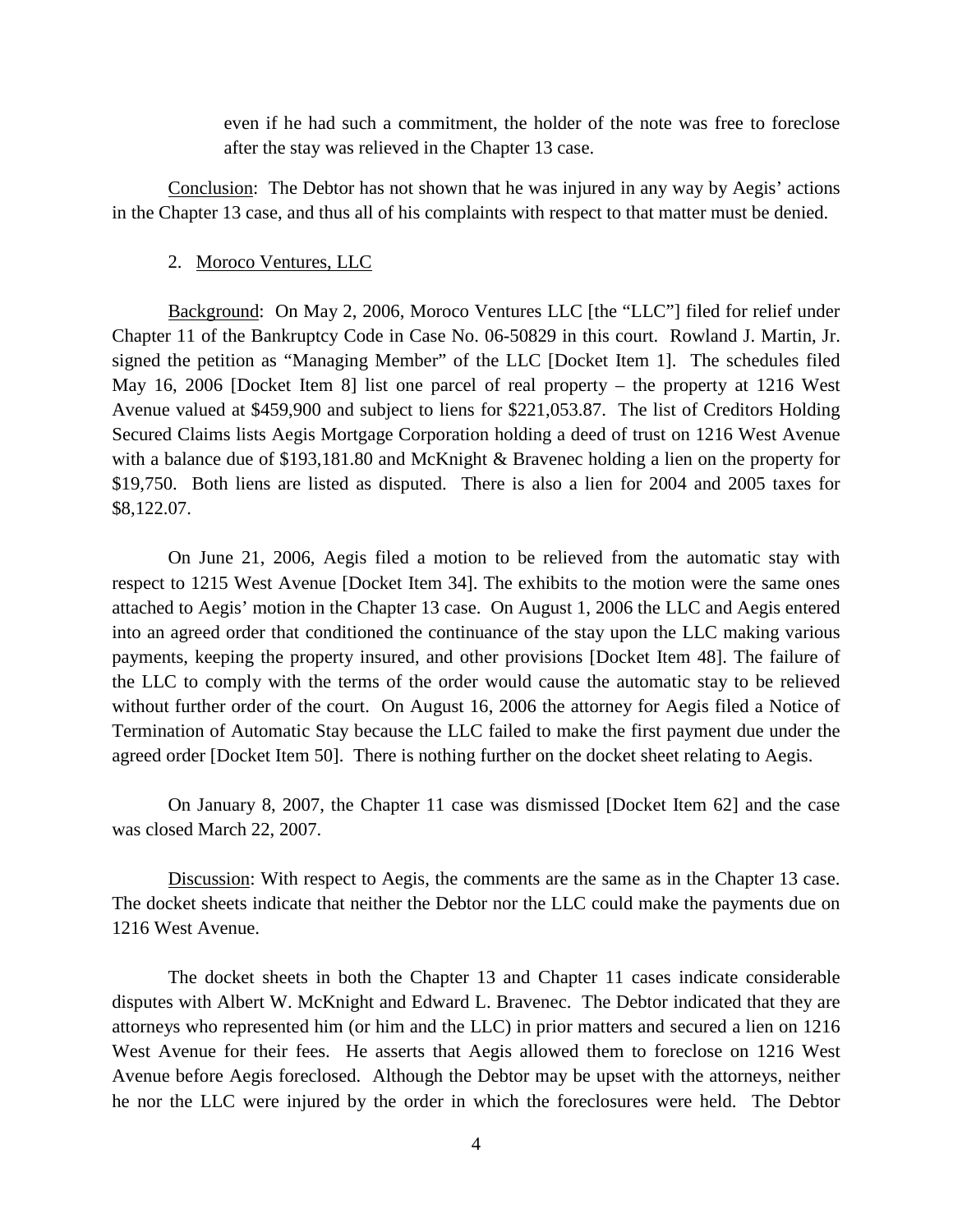even if he had such a commitment, the holder of the note was free to foreclose after the stay was relieved in the Chapter 13 case.

Conclusion: The Debtor has not shown that he was injured in any way by Aegis' actions in the Chapter 13 case, and thus all of his complaints with respect to that matter must be denied.

2. Moroco Ventures, LLC

Background: On May 2, 2006, Moroco Ventures LLC [the "LLC"] filed for relief under Chapter 11 of the Bankruptcy Code in Case No. 06-50829 in this court. Rowland J. Martin, Jr. signed the petition as "Managing Member" of the LLC [Docket Item 1]. The schedules filed May 16, 2006 [Docket Item 8] list one parcel of real property – the property at 1216 West Avenue valued at $459,900 and subject to liens for $221,053.87. The list of Creditors Holding Secured Claims lists Aegis Mortgage Corporation holding a deed of trust on 1216 West Avenue with a balance due of $193,181.80 and McKnight & Bravenec holding a lien on the property for $19,750. Both liens are listed as disputed. There is also a lien for 2004 and 2005 taxes for $8,122.07.

On June 21, 2006, Aegis filed a motion to be relieved from the automatic stay with respect to 1215 West Avenue [Docket Item 34]. The exhibits to the motion were the same ones attached to Aegis' motion in the Chapter 13 case. On August 1, 2006 the LLC and Aegis entered into an agreed order that conditioned the continuance of the stay upon the LLC making various payments, keeping the property insured, and other provisions [Docket Item 48]. The failure of the LLC to comply with the terms of the order would cause the automatic stay to be relieved without further order of the court. On August 16, 2006 the attorney for Aegis filed a Notice of Termination of Automatic Stay because the LLC failed to make the first payment due under the agreed order [Docket Item 50]. There is nothing further on the docket sheet relating to Aegis.

On January 8, 2007, the Chapter 11 case was dismissed [Docket Item 62] and the case was closed March 22, 2007.

Discussion: With respect to Aegis, the comments are the same as in the Chapter 13 case. The docket sheets indicate that neither the Debtor nor the LLC could make the payments due on 1216 West Avenue.

The docket sheets in both the Chapter 13 and Chapter 11 cases indicate considerable disputes with Albert W. McKnight and Edward L. Bravenec. The Debtor indicated that they are attorneys who represented him (or him and the LLC) in prior matters and secured a lien on 1216 West Avenue for their fees. He asserts that Aegis allowed them to foreclose on 1216 West Avenue before Aegis foreclosed. Although the Debtor may be upset with the attorneys, neither he nor the LLC were injured by the order in which the foreclosures were held. The Debtor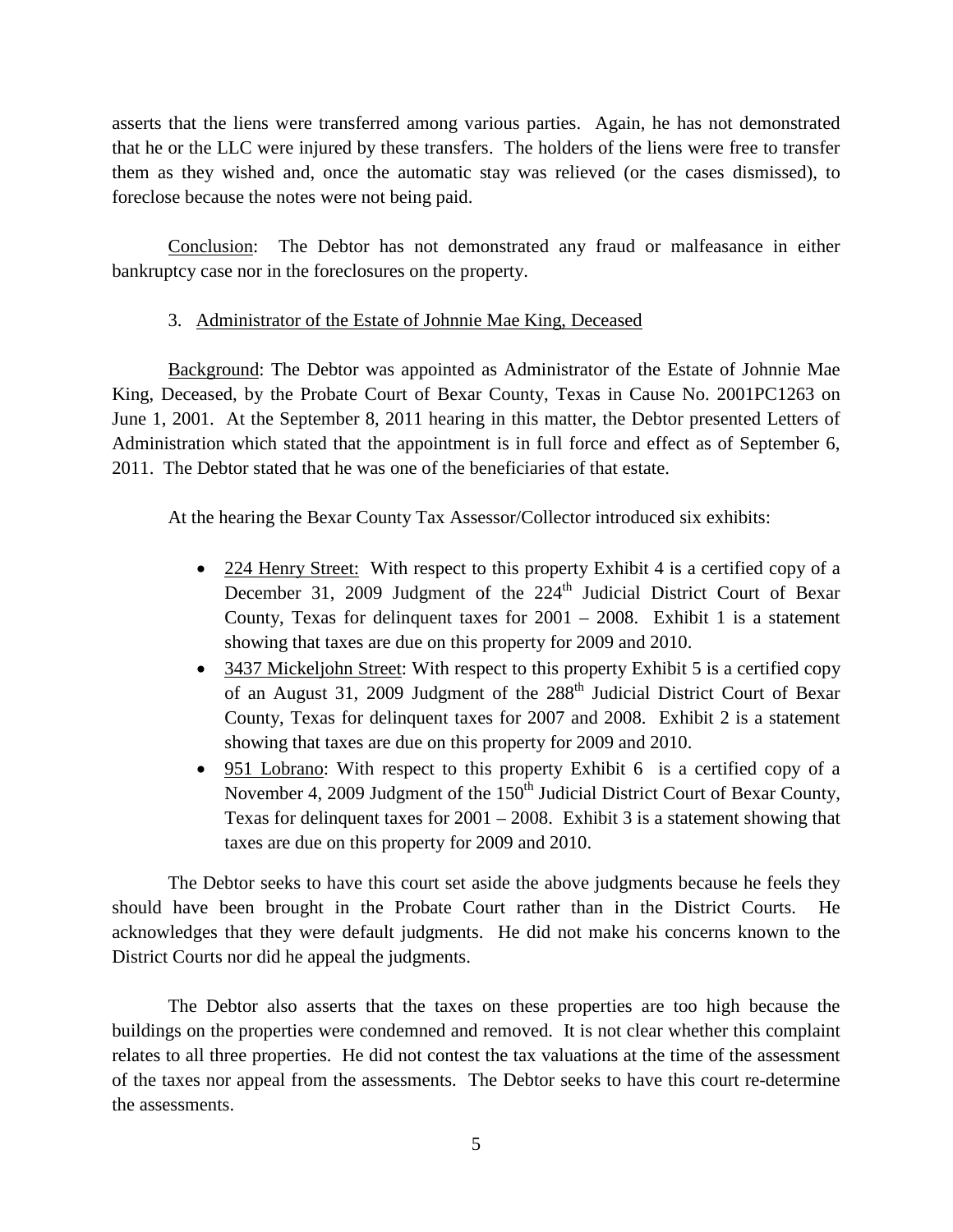asserts that the liens were transferred among various parties. Again, he has not demonstrated that he or the LLC were injured by these transfers. The holders of the liens were free to transfer them as they wished and, once the automatic stay was relieved (or the cases dismissed), to foreclose because the notes were not being paid.

<u>Conclusion</u>: The Debtor has not demonstrated any fraud or malfeasance in either bankruptcy case nor in the foreclosures on the property.

3. <u>Administrator of the Estate of Johnnie Mae King, Deceased</u>

<u>Background</u>: The Debtor was appointed as Administrator of the Estate of Johnnie Mae King, Deceased, by the Probate Court of Bexar County, Texas in Cause No. 2001PC1263 on June 1, 2001. At the September 8, 2011 hearing in this matter, the Debtor presented Letters of Administration which stated that the appointment is in full force and effect as of September 6, 2011. The Debtor stated that he was one of the beneficiaries of that estate.

At the hearing the Bexar County Tax Assessor/Collector introduced six exhibits:

- <u>224 Henry Street:</u> With respect to this property Exhibit 4 is a certified copy of a December 31, 2009 Judgment of the 224th Judicial District Court of Bexar County, Texas for delinquent taxes for 2001 – 2008. Exhibit 1 is a statement showing that taxes are due on this property for 2009 and 2010.
- <u>3437 Mickeljohn Street</u>: With respect to this property Exhibit 5 is a certified copy of an August 31, 2009 Judgment of the 288th Judicial District Court of Bexar County, Texas for delinquent taxes for 2007 and 2008. Exhibit 2 is a statement showing that taxes are due on this property for 2009 and 2010.
- <u>951 Lobrano</u>: With respect to this property Exhibit 6 is a certified copy of a November 4, 2009 Judgment of the 150th Judicial District Court of Bexar County, Texas for delinquent taxes for 2001 – 2008. Exhibit 3 is a statement showing that taxes are due on this property for 2009 and 2010.

The Debtor seeks to have this court set aside the above judgments because he feels they should have been brought in the Probate Court rather than in the District Courts. He acknowledges that they were default judgments. He did not make his concerns known to the District Courts nor did he appeal the judgments.

The Debtor also asserts that the taxes on these properties are too high because the buildings on the properties were condemned and removed. It is not clear whether this complaint relates to all three properties. He did not contest the tax valuations at the time of the assessment of the taxes nor appeal from the assessments. The Debtor seeks to have this court re-determine the assessments.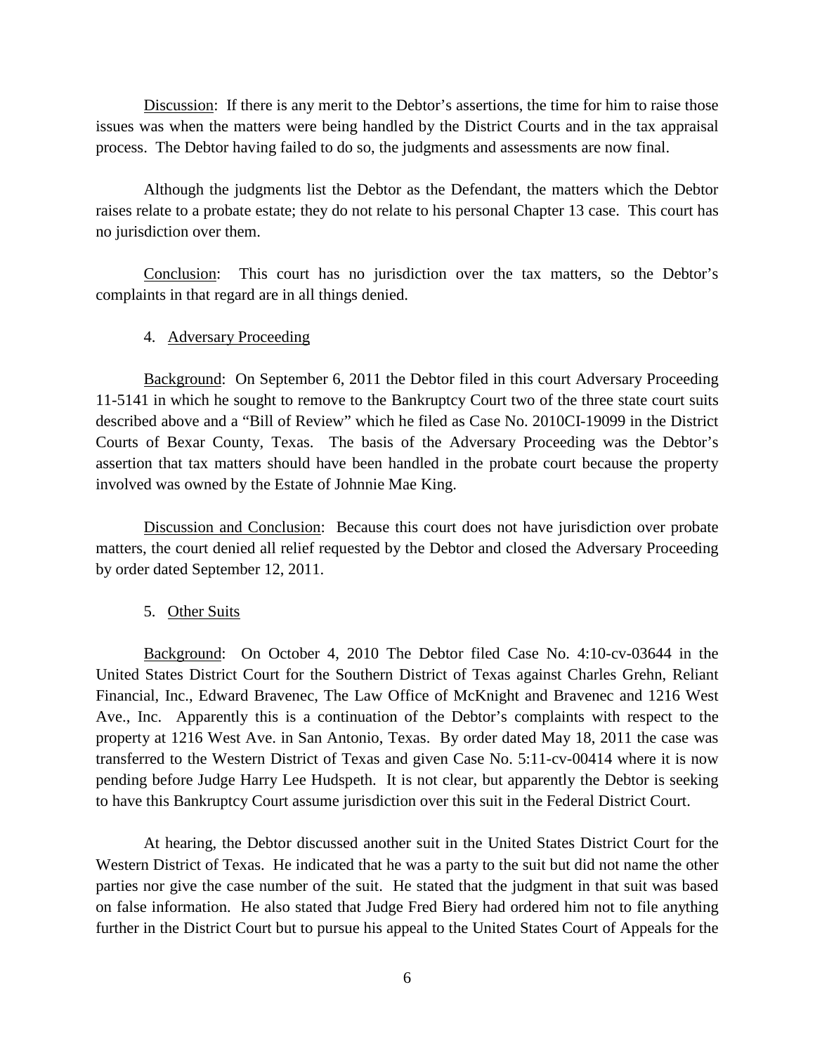Discussion: If there is any merit to the Debtor's assertions, the time for him to raise those issues was when the matters were being handled by the District Courts and in the tax appraisal process. The Debtor having failed to do so, the judgments and assessments are now final.

Although the judgments list the Debtor as the Defendant, the matters which the Debtor raises relate to a probate estate; they do not relate to his personal Chapter 13 case. This court has no jurisdiction over them.

Conclusion: This court has no jurisdiction over the tax matters, so the Debtor's complaints in that regard are in all things denied.

4. Adversary Proceeding

Background: On September 6, 2011 the Debtor filed in this court Adversary Proceeding 11-5141 in which he sought to remove to the Bankruptcy Court two of the three state court suits described above and a "Bill of Review" which he filed as Case No. 2010CI-19099 in the District Courts of Bexar County, Texas. The basis of the Adversary Proceeding was the Debtor's assertion that tax matters should have been handled in the probate court because the property involved was owned by the Estate of Johnnie Mae King.

Discussion and Conclusion: Because this court does not have jurisdiction over probate matters, the court denied all relief requested by the Debtor and closed the Adversary Proceeding by order dated September 12, 2011.

5. Other Suits

Background: On October 4, 2010 The Debtor filed Case No. 4:10-cv-03644 in the United States District Court for the Southern District of Texas against Charles Grehn, Reliant Financial, Inc., Edward Bravenec, The Law Office of McKnight and Bravenec and 1216 West Ave., Inc. Apparently this is a continuation of the Debtor's complaints with respect to the property at 1216 West Ave. in San Antonio, Texas. By order dated May 18, 2011 the case was transferred to the Western District of Texas and given Case No. 5:11-cv-00414 where it is now pending before Judge Harry Lee Hudspeth. It is not clear, but apparently the Debtor is seeking to have this Bankruptcy Court assume jurisdiction over this suit in the Federal District Court.

At hearing, the Debtor discussed another suit in the United States District Court for the Western District of Texas. He indicated that he was a party to the suit but did not name the other parties nor give the case number of the suit. He stated that the judgment in that suit was based on false information. He also stated that Judge Fred Biery had ordered him not to file anything further in the District Court but to pursue his appeal to the United States Court of Appeals for the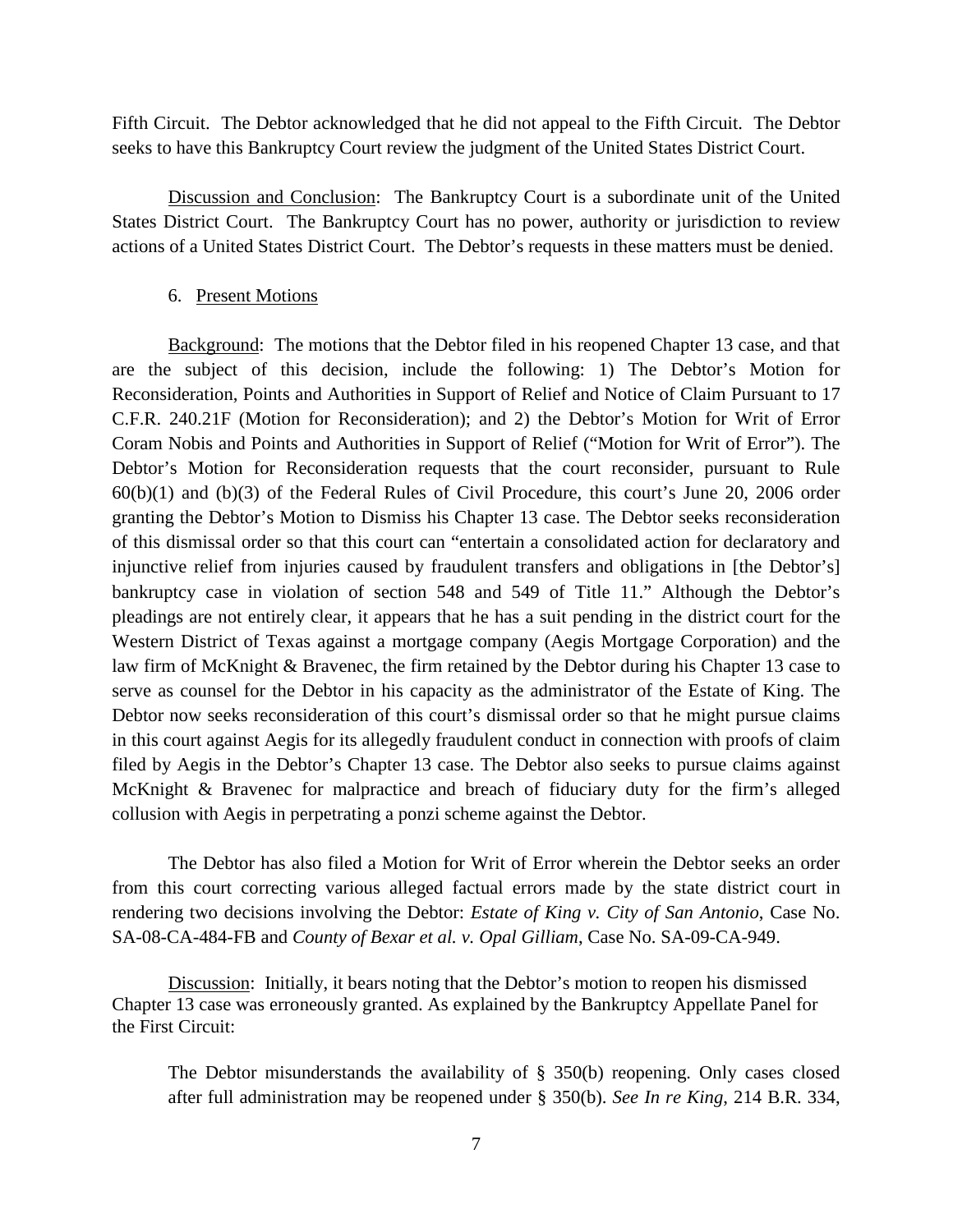Fifth Circuit. The Debtor acknowledged that he did not appeal to the Fifth Circuit. The Debtor seeks to have this Bankruptcy Court review the judgment of the United States District Court.

Discussion and Conclusion: The Bankruptcy Court is a subordinate unit of the United States District Court. The Bankruptcy Court has no power, authority or jurisdiction to review actions of a United States District Court. The Debtor's requests in these matters must be denied.

6. Present Motions

Background: The motions that the Debtor filed in his reopened Chapter 13 case, and that are the subject of this decision, include the following: 1) The Debtor's Motion for Reconsideration, Points and Authorities in Support of Relief and Notice of Claim Pursuant to 17 C.F.R. 240.21F (Motion for Reconsideration); and 2) the Debtor's Motion for Writ of Error Coram Nobis and Points and Authorities in Support of Relief ("Motion for Writ of Error"). The Debtor's Motion for Reconsideration requests that the court reconsider, pursuant to Rule 60(b)(1) and (b)(3) of the Federal Rules of Civil Procedure, this court's June 20, 2006 order granting the Debtor's Motion to Dismiss his Chapter 13 case. The Debtor seeks reconsideration of this dismissal order so that this court can "entertain a consolidated action for declaratory and injunctive relief from injuries caused by fraudulent transfers and obligations in [the Debtor's] bankruptcy case in violation of section 548 and 549 of Title 11." Although the Debtor's pleadings are not entirely clear, it appears that he has a suit pending in the district court for the Western District of Texas against a mortgage company (Aegis Mortgage Corporation) and the law firm of McKnight & Bravenec, the firm retained by the Debtor during his Chapter 13 case to serve as counsel for the Debtor in his capacity as the administrator of the Estate of King. The Debtor now seeks reconsideration of this court's dismissal order so that he might pursue claims in this court against Aegis for its allegedly fraudulent conduct in connection with proofs of claim filed by Aegis in the Debtor's Chapter 13 case. The Debtor also seeks to pursue claims against McKnight & Bravenec for malpractice and breach of fiduciary duty for the firm's alleged collusion with Aegis in perpetrating a ponzi scheme against the Debtor.

The Debtor has also filed a Motion for Writ of Error wherein the Debtor seeks an order from this court correcting various alleged factual errors made by the state district court in rendering two decisions involving the Debtor: *Estate of King v. City of San Antonio*, Case No. SA-08-CA-484-FB and *County of Bexar et al. v. Opal Gilliam*, Case No. SA-09-CA-949.

Discussion: Initially, it bears noting that the Debtor's motion to reopen his dismissed Chapter 13 case was erroneously granted. As explained by the Bankruptcy Appellate Panel for the First Circuit:

> The Debtor misunderstands the availability of § 350(b) reopening. Only cases closed after full administration may be reopened under § 350(b). *See In re King*, 214 B.R. 334,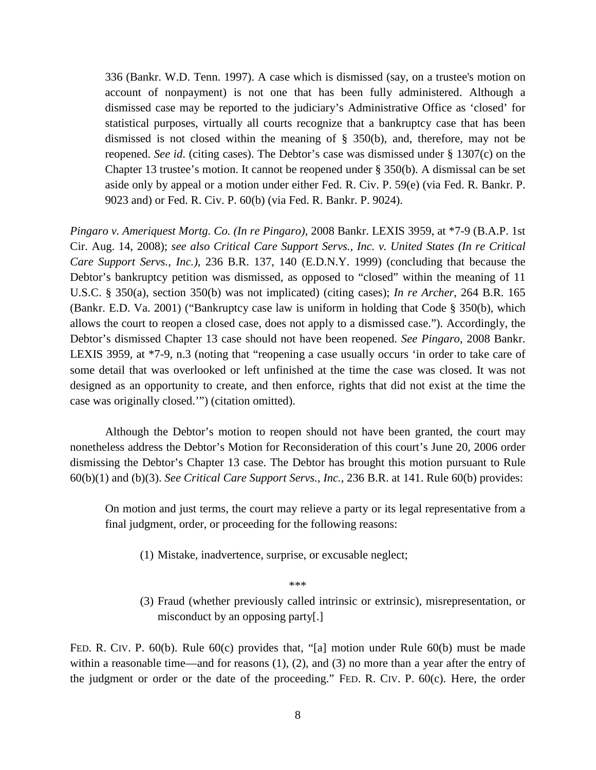> 336 (Bankr. W.D. Tenn. 1997). A case which is dismissed (say, on a trustee's motion on account of nonpayment) is not one that has been fully administered. Although a dismissed case may be reported to the judiciary's Administrative Office as 'closed' for statistical purposes, virtually all courts recognize that a bankruptcy case that has been dismissed is not closed within the meaning of § 350(b), and, therefore, may not be reopened. *See id*. (citing cases). The Debtor's case was dismissed under § 1307(c) on the Chapter 13 trustee's motion. It cannot be reopened under § 350(b). A dismissal can be set aside only by appeal or a motion under either Fed. R. Civ. P. 59(e) (via Fed. R. Bankr. P. 9023 and) or Fed. R. Civ. P. 60(b) (via Fed. R. Bankr. P. 9024).

*Pingaro v. Ameriquest Mortg. Co. (In re Pingaro)*, 2008 Bankr. LEXIS 3959, at *7-9 (B.A.P. 1st Cir. Aug. 14, 2008); *see also Critical Care Support Servs., Inc. v. United States (In re Critical Care Support Servs., Inc.)*, 236 B.R. 137, 140 (E.D.N.Y. 1999) (concluding that because the Debtor's bankruptcy petition was dismissed, as opposed to "closed" within the meaning of 11 U.S.C. § 350(a), section 350(b) was not implicated) (citing cases); *In re Archer*, 264 B.R. 165 (Bankr. E.D. Va. 2001) ("Bankruptcy case law is uniform in holding that Code § 350(b), which allows the court to reopen a closed case, does not apply to a dismissed case."). Accordingly, the Debtor's dismissed Chapter 13 case should not have been reopened. *See Pingaro*, 2008 Bankr. LEXIS 3959, at *7-9, n.3 (noting that "reopening a case usually occurs 'in order to take care of some detail that was overlooked or left unfinished at the time the case was closed. It was not designed as an opportunity to create, and then enforce, rights that did not exist at the time the case was originally closed.'") (citation omitted).

Although the Debtor's motion to reopen should not have been granted, the court may nonetheless address the Debtor's Motion for Reconsideration of this court's June 20, 2006 order dismissing the Debtor's Chapter 13 case. The Debtor has brought this motion pursuant to Rule 60(b)(1) and (b)(3). *See Critical Care Support Servs., Inc.*, 236 B.R. at 141. Rule 60(b) provides:

> On motion and just terms, the court may relieve a party or its legal representative from a final judgment, order, or proceeding for the following reasons:
>
> (1) Mistake, inadvertence, surprise, or excusable neglect;
>
> \*\*\*
>
> (3) Fraud (whether previously called intrinsic or extrinsic), misrepresentation, or misconduct by an opposing party[.]

FED. R. CIV. P. 60(b). Rule 60(c) provides that, "[a] motion under Rule 60(b) must be made within a reasonable time—and for reasons (1), (2), and (3) no more than a year after the entry of the judgment or order or the date of the proceeding." FED. R. CIV. P. 60(c). Here, the order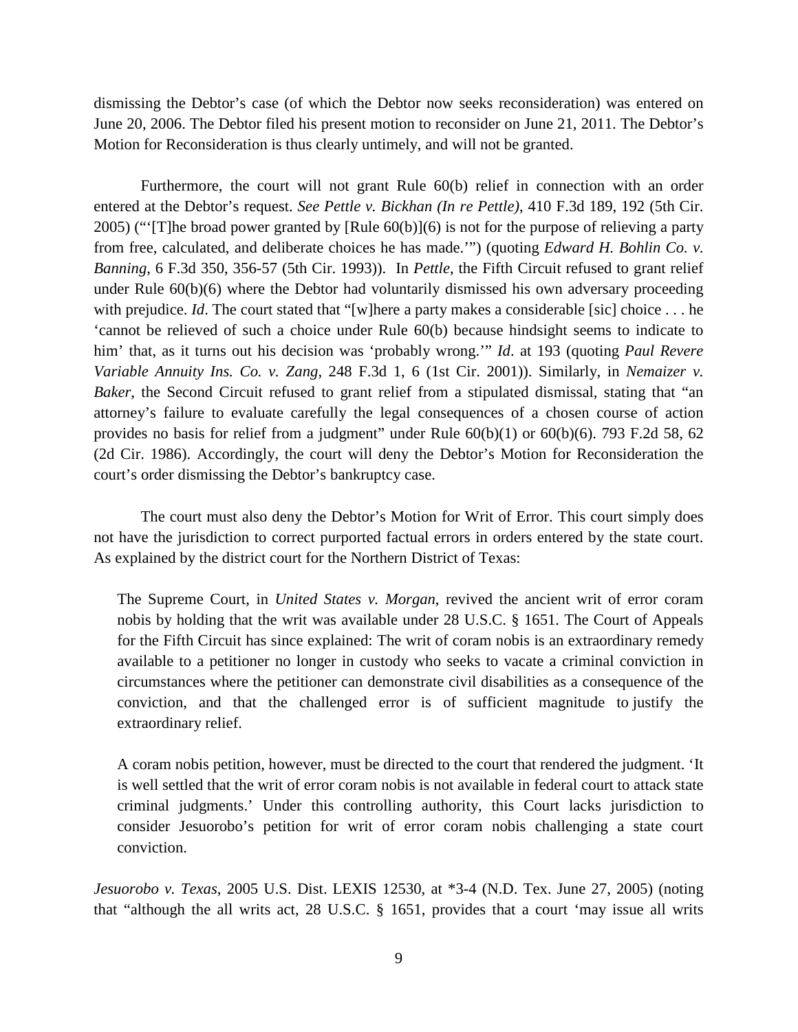dismissing the Debtor's case (of which the Debtor now seeks reconsideration) was entered on June 20, 2006. The Debtor filed his present motion to reconsider on June 21, 2011. The Debtor's Motion for Reconsideration is thus clearly untimely, and will not be granted.

Furthermore, the court will not grant Rule 60(b) relief in connection with an order entered at the Debtor's request. *See Pettle v. Bickhan (In re Pettle)*, 410 F.3d 189, 192 (5th Cir. 2005) ("'[T]he broad power granted by [Rule 60(b)](6) is not for the purpose of relieving a party from free, calculated, and deliberate choices he has made.'") (quoting *Edward H. Bohlin Co. v. Banning*, 6 F.3d 350, 356-57 (5th Cir. 1993)). In *Pettle*, the Fifth Circuit refused to grant relief under Rule 60(b)(6) where the Debtor had voluntarily dismissed his own adversary proceeding with prejudice. *Id*. The court stated that "[w]here a party makes a considerable [sic] choice . . . he 'cannot be relieved of such a choice under Rule 60(b) because hindsight seems to indicate to him' that, as it turns out his decision was 'probably wrong.'" *Id*. at 193 (quoting *Paul Revere Variable Annuity Ins. Co. v. Zang*, 248 F.3d 1, 6 (1st Cir. 2001)). Similarly, in *Nemaizer v. Baker*, the Second Circuit refused to grant relief from a stipulated dismissal, stating that "an attorney's failure to evaluate carefully the legal consequences of a chosen course of action provides no basis for relief from a judgment" under Rule 60(b)(1) or 60(b)(6). 793 F.2d 58, 62 (2d Cir. 1986). Accordingly, the court will deny the Debtor's Motion for Reconsideration the court's order dismissing the Debtor's bankruptcy case.

The court must also deny the Debtor's Motion for Writ of Error. This court simply does not have the jurisdiction to correct purported factual errors in orders entered by the state court. As explained by the district court for the Northern District of Texas:

> The Supreme Court, in *United States v. Morgan*, revived the ancient writ of error coram nobis by holding that the writ was available under 28 U.S.C. § 1651. The Court of Appeals for the Fifth Circuit has since explained: The writ of coram nobis is an extraordinary remedy available to a petitioner no longer in custody who seeks to vacate a criminal conviction in circumstances where the petitioner can demonstrate civil disabilities as a consequence of the conviction, and that the challenged error is of sufficient magnitude to justify the extraordinary relief.
>
> A coram nobis petition, however, must be directed to the court that rendered the judgment. 'It is well settled that the writ of error coram nobis is not available in federal court to attack state criminal judgments.' Under this controlling authority, this Court lacks jurisdiction to consider Jesuorobo's petition for writ of error coram nobis challenging a state court conviction.

*Jesuorobo v. Texas*, 2005 U.S. Dist. LEXIS 12530, at *3-4 (N.D. Tex. June 27, 2005) (noting that "although the all writs act, 28 U.S.C. § 1651, provides that a court 'may issue all writs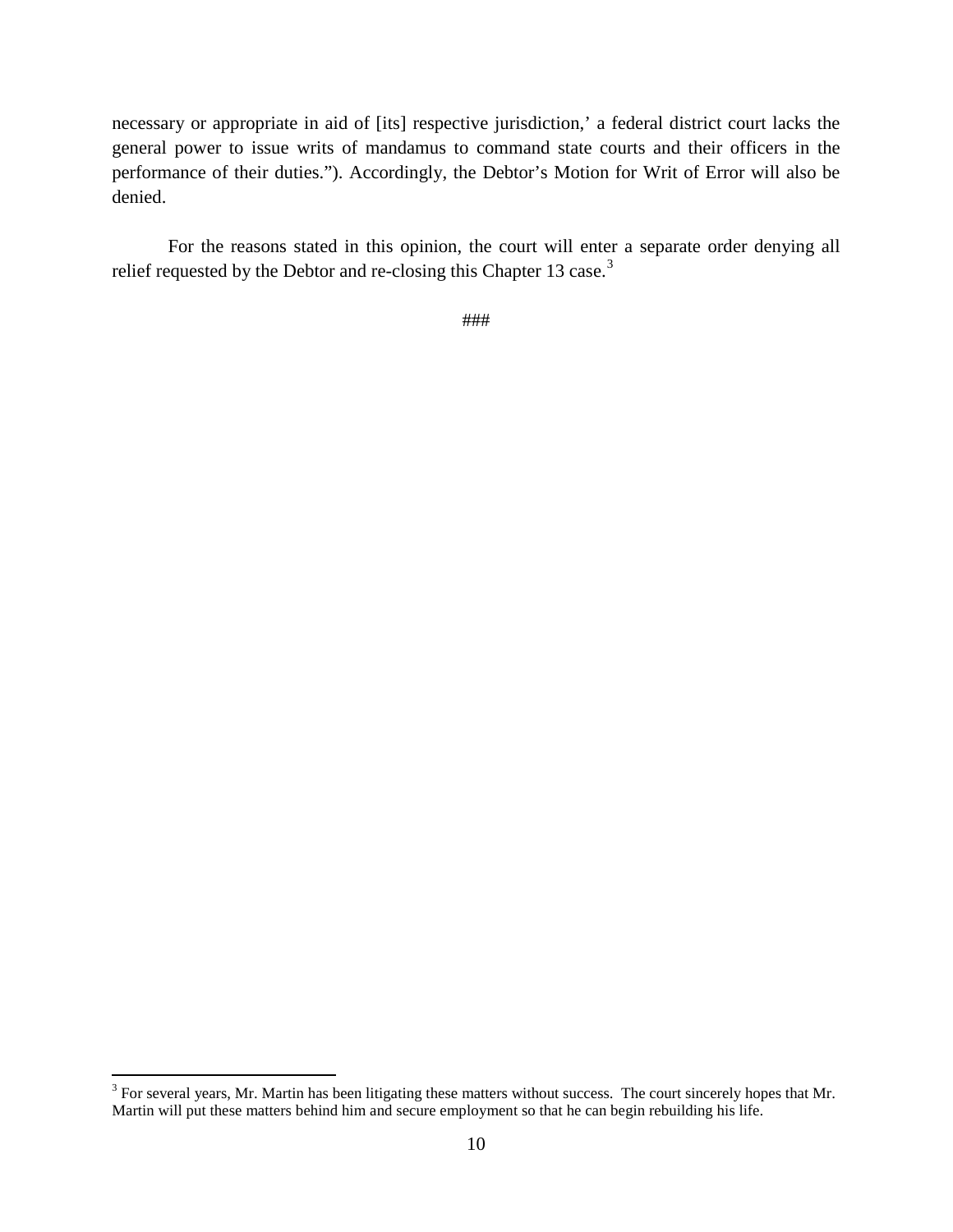necessary or appropriate in aid of [its] respective jurisdiction,' a federal district court lacks the general power to issue writs of mandamus to command state courts and their officers in the performance of their duties."). Accordingly, the Debtor's Motion for Writ of Error will also be denied.

For the reasons stated in this opinion, the court will enter a separate order denying all relief requested by the Debtor and re-closing this Chapter 13 case.[3]

###

[3] For several years, Mr. Martin has been litigating these matters without success. The court sincerely hopes that Mr. Martin will put these matters behind him and secure employment so that he can begin rebuilding his life.